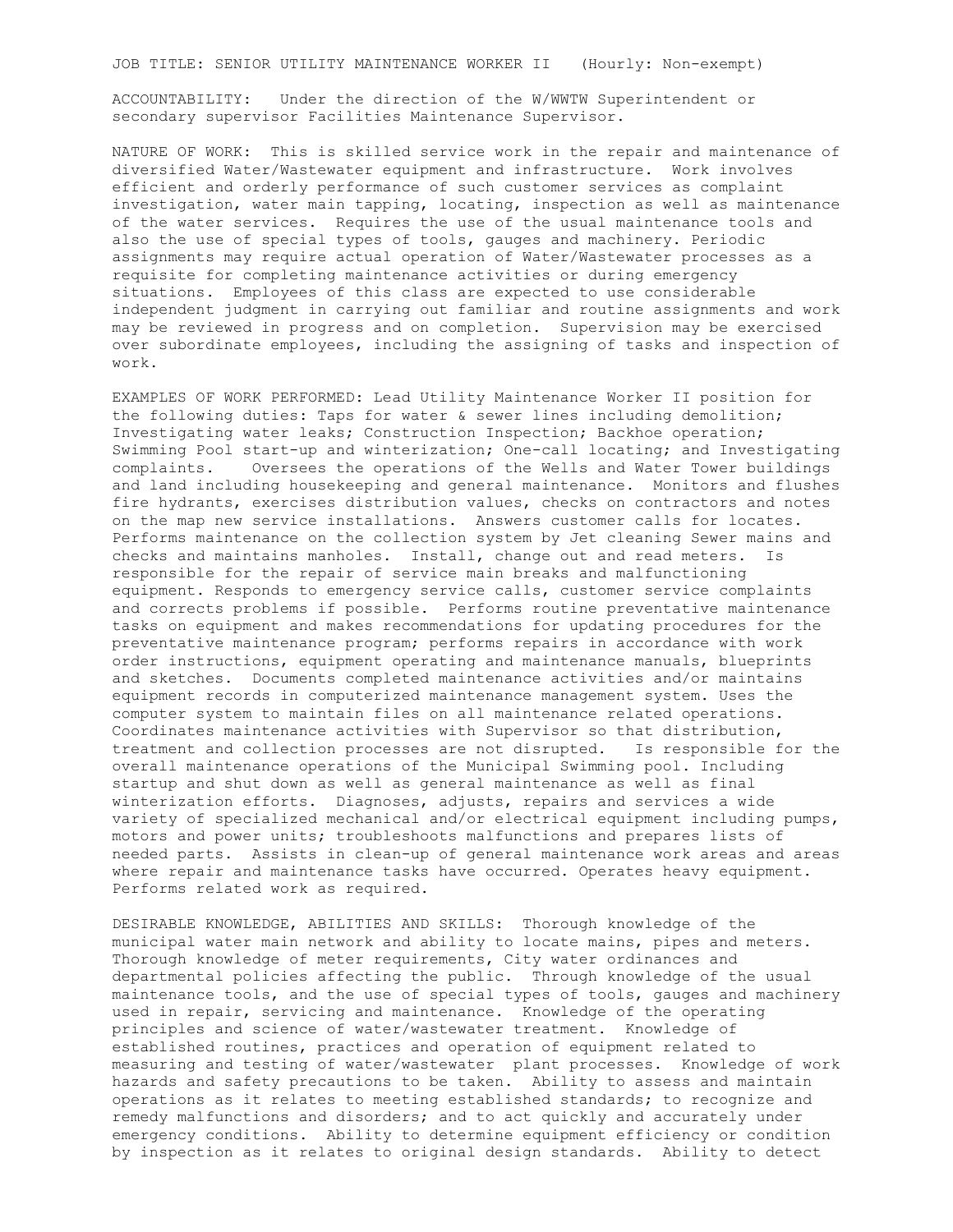JOB TITLE: SENIOR UTILITY MAINTENANCE WORKER II (Hourly: Non-exempt)

ACCOUNTABILITY: Under the direction of the W/WWTW Superintendent or secondary supervisor Facilities Maintenance Supervisor.

NATURE OF WORK: This is skilled service work in the repair and maintenance of diversified Water/Wastewater equipment and infrastructure. Work involves efficient and orderly performance of such customer services as complaint investigation, water main tapping, locating, inspection as well as maintenance of the water services. Requires the use of the usual maintenance tools and also the use of special types of tools, gauges and machinery. Periodic assignments may require actual operation of Water/Wastewater processes as a requisite for completing maintenance activities or during emergency situations. Employees of this class are expected to use considerable independent judgment in carrying out familiar and routine assignments and work may be reviewed in progress and on completion. Supervision may be exercised over subordinate employees, including the assigning of tasks and inspection of work.

EXAMPLES OF WORK PERFORMED: Lead Utility Maintenance Worker II position for the following duties: Taps for water & sewer lines including demolition; Investigating water leaks; Construction Inspection; Backhoe operation; Swimming Pool start-up and winterization; One-call locating; and Investigating complaints. Oversees the operations of the Wells and Water Tower buildings and land including housekeeping and general maintenance. Monitors and flushes fire hydrants, exercises distribution values, checks on contractors and notes on the map new service installations. Answers customer calls for locates. Performs maintenance on the collection system by Jet cleaning Sewer mains and checks and maintains manholes. Install, change out and read meters. Is responsible for the repair of service main breaks and malfunctioning equipment. Responds to emergency service calls, customer service complaints and corrects problems if possible. Performs routine preventative maintenance tasks on equipment and makes recommendations for updating procedures for the preventative maintenance program; performs repairs in accordance with work order instructions, equipment operating and maintenance manuals, blueprints and sketches. Documents completed maintenance activities and/or maintains equipment records in computerized maintenance management system. Uses the computer system to maintain files on all maintenance related operations. Coordinates maintenance activities with Supervisor so that distribution, treatment and collection processes are not disrupted. Is responsible for the overall maintenance operations of the Municipal Swimming pool. Including startup and shut down as well as general maintenance as well as final winterization efforts. Diagnoses, adjusts, repairs and services a wide variety of specialized mechanical and/or electrical equipment including pumps, motors and power units; troubleshoots malfunctions and prepares lists of needed parts. Assists in clean-up of general maintenance work areas and areas where repair and maintenance tasks have occurred. Operates heavy equipment. Performs related work as required.

DESIRABLE KNOWLEDGE, ABILITIES AND SKILLS: Thorough knowledge of the municipal water main network and ability to locate mains, pipes and meters. Thorough knowledge of meter requirements, City water ordinances and departmental policies affecting the public. Through knowledge of the usual maintenance tools, and the use of special types of tools, gauges and machinery used in repair, servicing and maintenance. Knowledge of the operating principles and science of water/wastewater treatment. Knowledge of established routines, practices and operation of equipment related to measuring and testing of water/wastewater plant processes. Knowledge of work hazards and safety precautions to be taken. Ability to assess and maintain operations as it relates to meeting established standards; to recognize and remedy malfunctions and disorders; and to act quickly and accurately under emergency conditions. Ability to determine equipment efficiency or condition by inspection as it relates to original design standards. Ability to detect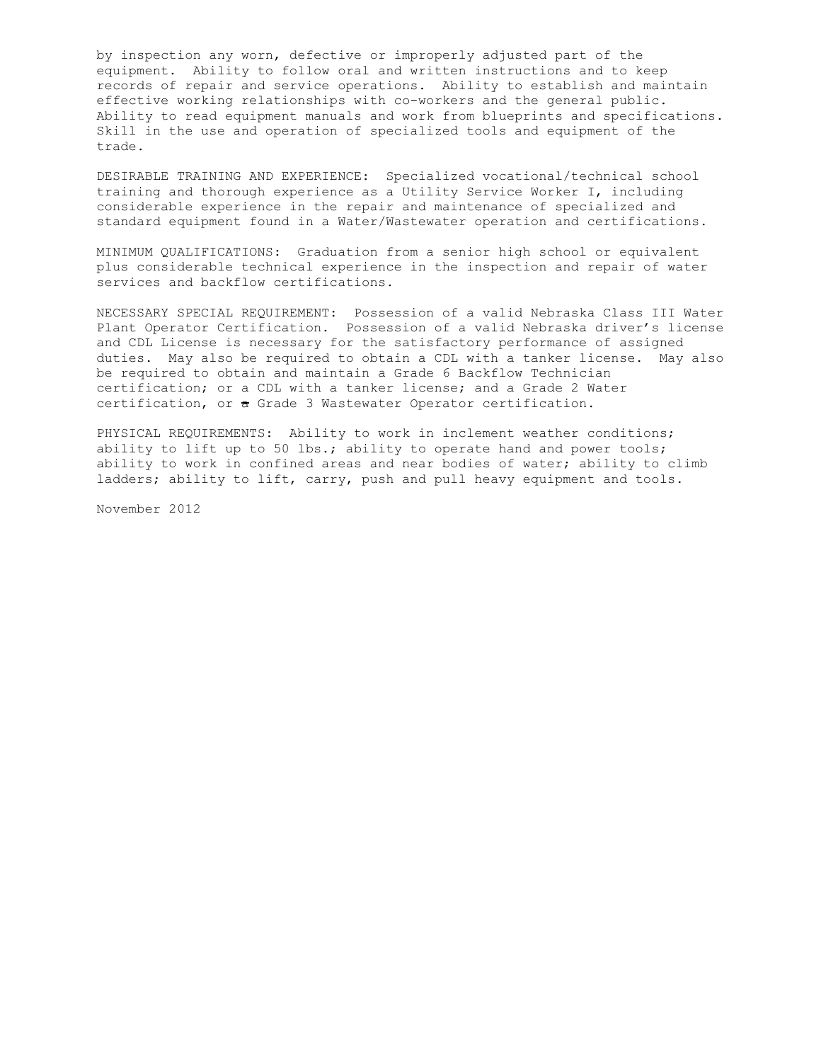by inspection any worn, defective or improperly adjusted part of the equipment. Ability to follow oral and written instructions and to keep records of repair and service operations. Ability to establish and maintain effective working relationships with co-workers and the general public. Ability to read equipment manuals and work from blueprints and specifications. Skill in the use and operation of specialized tools and equipment of the trade.

DESIRABLE TRAINING AND EXPERIENCE: Specialized vocational/technical school training and thorough experience as a Utility Service Worker I, including considerable experience in the repair and maintenance of specialized and standard equipment found in a Water/Wastewater operation and certifications.

MINIMUM QUALIFICATIONS: Graduation from a senior high school or equivalent plus considerable technical experience in the inspection and repair of water services and backflow certifications.

NECESSARY SPECIAL REQUIREMENT: Possession of a valid Nebraska Class III Water Plant Operator Certification. Possession of a valid Nebraska driver's license and CDL License is necessary for the satisfactory performance of assigned duties. May also be required to obtain a CDL with a tanker license. May also be required to obtain and maintain a Grade 6 Backflow Technician certification; or a CDL with a tanker license; and a Grade 2 Water certification, or a Grade 3 Wastewater Operator certification.

PHYSICAL REQUIREMENTS: Ability to work in inclement weather conditions; ability to lift up to 50 lbs.; ability to operate hand and power tools; ability to work in confined areas and near bodies of water; ability to climb ladders; ability to lift, carry, push and pull heavy equipment and tools.

November 2012